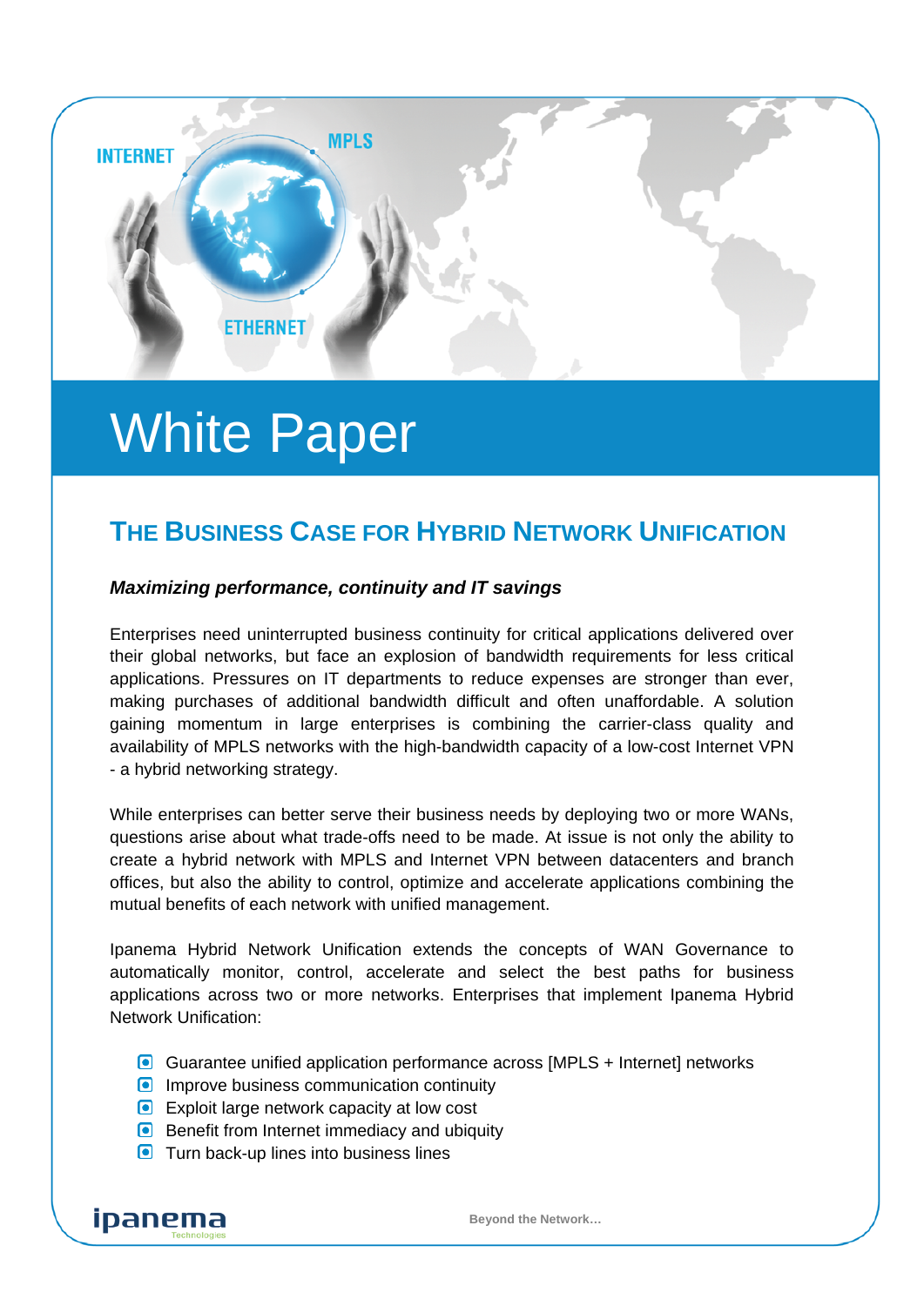# White Paper

## THE BUSINESS CASE FOR HYBRID NETWORK UNIFICATION

***Maximizing performance, continuity and IT savings***

Enterprises need uninterrupted business continuity for critical applications delivered over their global networks, but face an explosion of bandwidth requirements for less critical applications. Pressures on IT departments to reduce expenses are stronger than ever, making purchases of additional bandwidth difficult and often unaffordable. A solution gaining momentum in large enterprises is combining the carrier-class quality and availability of MPLS networks with the high-bandwidth capacity of a low-cost Internet VPN - a hybrid networking strategy.

While enterprises can better serve their business needs by deploying two or more WANs, questions arise about what trade-offs need to be made. At issue is not only the ability to create a hybrid network with MPLS and Internet VPN between datacenters and branch offices, but also the ability to control, optimize and accelerate applications combining the mutual benefits of each network with unified management.

Ipanema Hybrid Network Unification extends the concepts of WAN Governance to automatically monitor, control, accelerate and select the best paths for business applications across two or more networks. Enterprises that implement Ipanema Hybrid Network Unification:

- Guarantee unified application performance across [MPLS + Internet] networks
- Improve business communication continuity
- Exploit large network capacity at low cost
- Benefit from Internet immediacy and ubiquity
- Turn back-up lines into business lines

ipanema Technologies

Beyond the Network…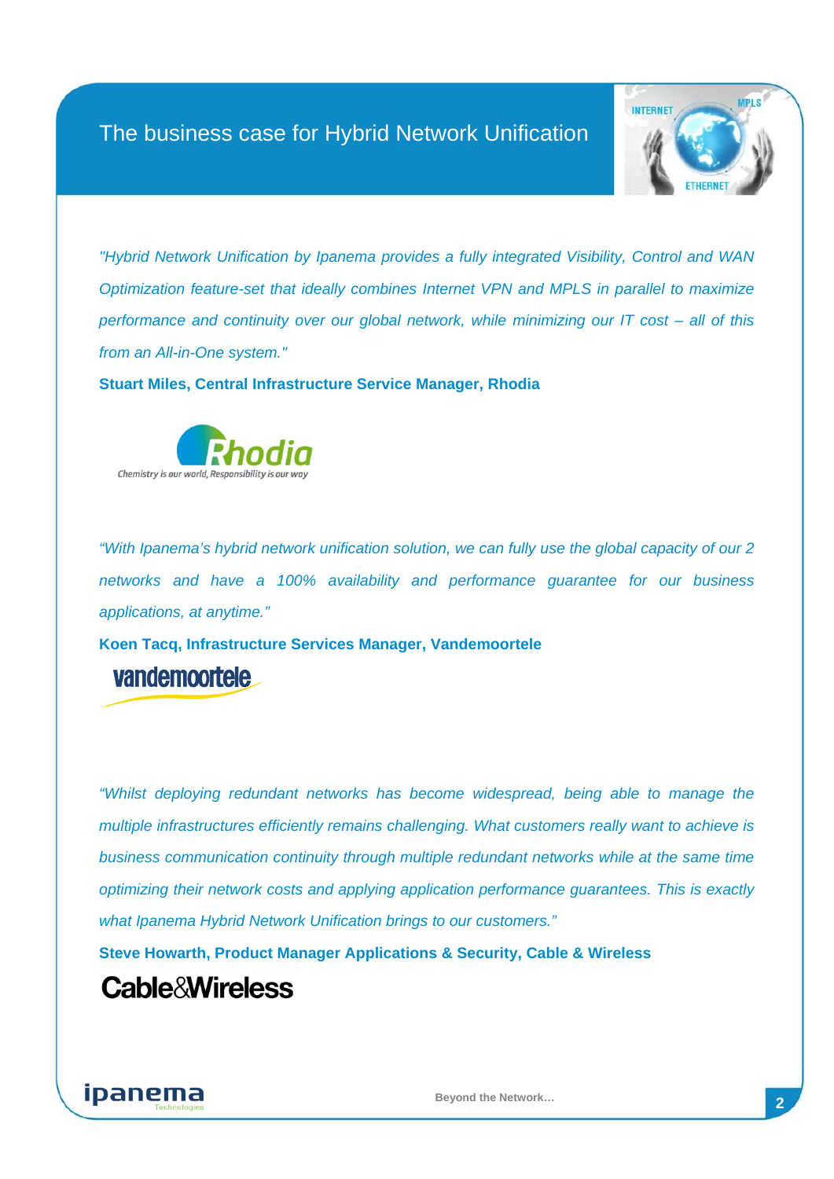# The business case for Hybrid Network Unification

*"Hybrid Network Unification by Ipanema provides a fully integrated Visibility, Control and WAN Optimization feature-set that ideally combines Internet VPN and MPLS in parallel to maximize performance and continuity over our global network, while minimizing our IT cost – all of this from an All-in-One system."*

**Stuart Miles, Central Infrastructure Service Manager, Rhodia**

*"With Ipanema's hybrid network unification solution, we can fully use the global capacity of our 2 networks and have a 100% availability and performance guarantee for our business applications, at anytime."*

**Koen Tacq, Infrastructure Services Manager, Vandemoortele**

*"Whilst deploying redundant networks has become widespread, being able to manage the multiple infrastructures efficiently remains challenging. What customers really want to achieve is business communication continuity through multiple redundant networks while at the same time optimizing their network costs and applying application performance guarantees. This is exactly what Ipanema Hybrid Network Unification brings to our customers."*

**Steve Howarth, Product Manager Applications & Security, Cable & Wireless**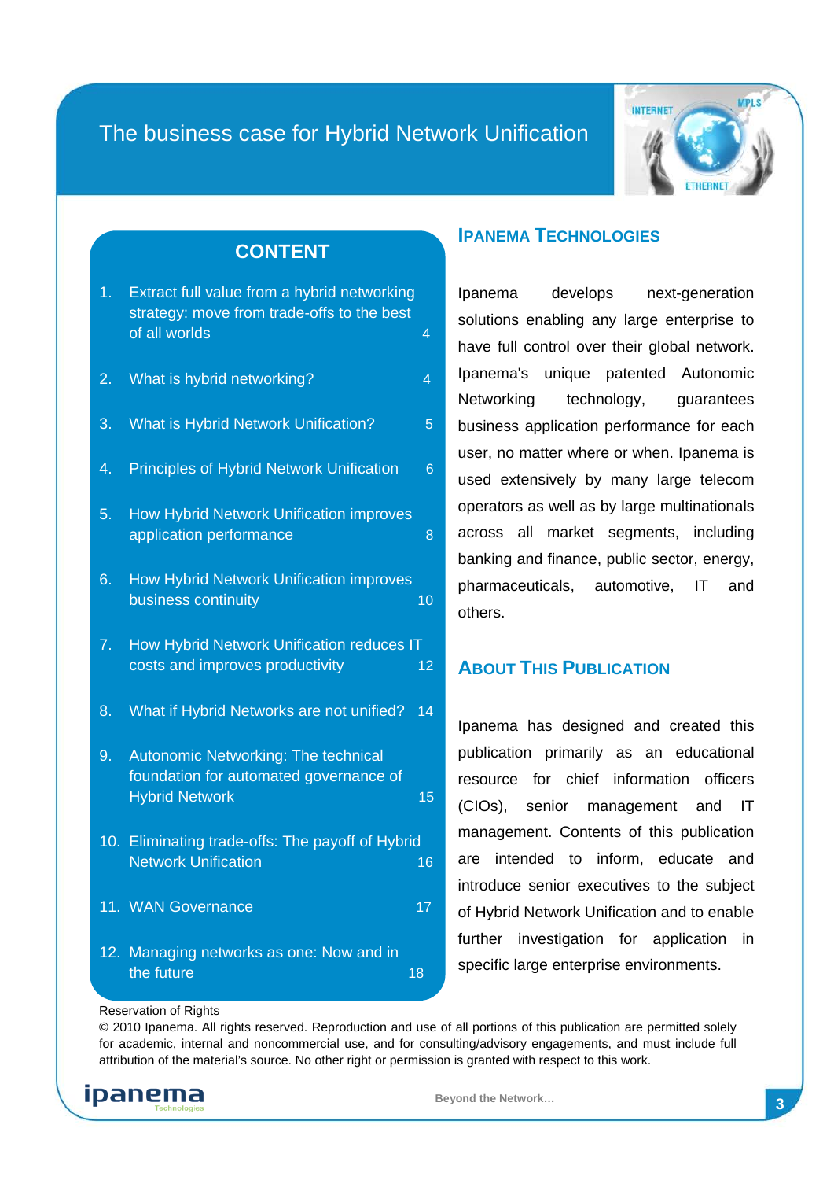# The business case for Hybrid Network Unification

## CONTENT

| | | |
|---|---|---|
| 1. | Extract full value from a hybrid networking strategy: move from trade-offs to the best of all worlds | 4 |
| 2. | What is hybrid networking? | 4 |
| 3. | What is Hybrid Network Unification? | 5 |
| 4. | Principles of Hybrid Network Unification | 6 |
| 5. | How Hybrid Network Unification improves application performance | 8 |
| 6. | How Hybrid Network Unification improves business continuity | 10 |
| 7. | How Hybrid Network Unification reduces IT costs and improves productivity | 12 |
| 8. | What if Hybrid Networks are not unified? | 14 |
| 9. | Autonomic Networking: The technical foundation for automated governance of Hybrid Network | 15 |
| 10. | Eliminating trade-offs: The payoff of Hybrid Network Unification | 16 |
| 11. | WAN Governance | 17 |
| 12. | Managing networks as one: Now and in the future | 18 |

## Ipanema Technologies

Ipanema develops next-generation solutions enabling any large enterprise to have full control over their global network. Ipanema's unique patented Autonomic Networking technology, guarantees business application performance for each user, no matter where or when. Ipanema is used extensively by many large telecom operators as well as by large multinationals across all market segments, including banking and finance, public sector, energy, pharmaceuticals, automotive, IT and others.

## About This Publication

Ipanema has designed and created this publication primarily as an educational resource for chief information officers (CIOs), senior management and IT management. Contents of this publication are intended to inform, educate and introduce senior executives to the subject of Hybrid Network Unification and to enable further investigation for application in specific large enterprise environments.

Reservation of Rights

© 2010 Ipanema. All rights reserved. Reproduction and use of all portions of this publication are permitted solely for academic, internal and noncommercial use, and for consulting/advisory engagements, and must include full attribution of the material's source. No other right or permission is granted with respect to this work.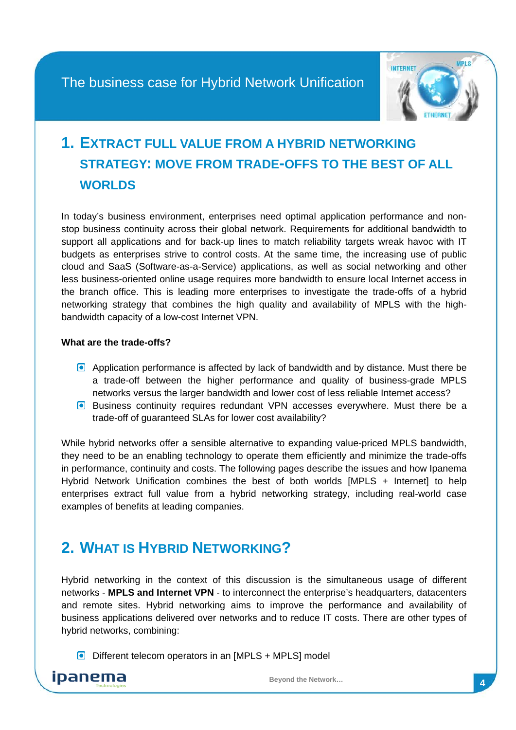## 1. Extract full value from a hybrid networking strategy: move from trade-offs to the best of all worlds

In today's business environment, enterprises need optimal application performance and non-stop business continuity across their global network. Requirements for additional bandwidth to support all applications and for back-up lines to match reliability targets wreak havoc with IT budgets as enterprises strive to control costs. At the same time, the increasing use of public cloud and SaaS (Software-as-a-Service) applications, as well as social networking and other less business-oriented online usage requires more bandwidth to ensure local Internet access in the branch office. This is leading more enterprises to investigate the trade-offs of a hybrid networking strategy that combines the high quality and availability of MPLS with the high-bandwidth capacity of a low-cost Internet VPN.

**What are the trade-offs?**

- Application performance is affected by lack of bandwidth and by distance. Must there be a trade-off between the higher performance and quality of business-grade MPLS networks versus the larger bandwidth and lower cost of less reliable Internet access?
- Business continuity requires redundant VPN accesses everywhere. Must there be a trade-off of guaranteed SLAs for lower cost availability?

While hybrid networks offer a sensible alternative to expanding value-priced MPLS bandwidth, they need to be an enabling technology to operate them efficiently and minimize the trade-offs in performance, continuity and costs. The following pages describe the issues and how Ipanema Hybrid Network Unification combines the best of both worlds [MPLS + Internet] to help enterprises extract full value from a hybrid networking strategy, including real-world case examples of benefits at leading companies.

## 2. What is Hybrid Networking?

Hybrid networking in the context of this discussion is the simultaneous usage of different networks - **MPLS and Internet VPN** - to interconnect the enterprise's headquarters, datacenters and remote sites. Hybrid networking aims to improve the performance and availability of business applications delivered over networks and to reduce IT costs. There are other types of hybrid networks, combining:

- Different telecom operators in an [MPLS + MPLS] model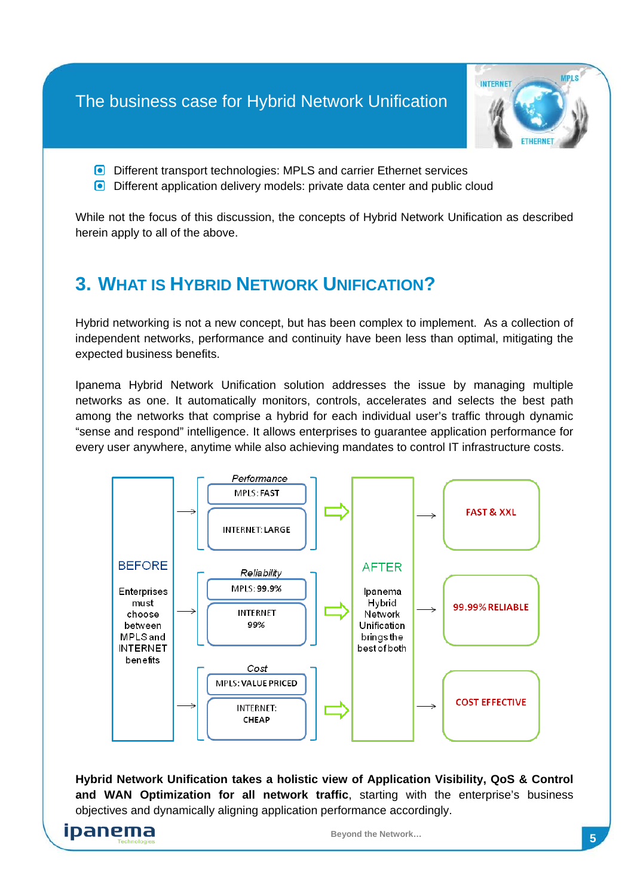- Different transport technologies: MPLS and carrier Ethernet services
- Different application delivery models: private data center and public cloud

While not the focus of this discussion, the concepts of Hybrid Network Unification as described herein apply to all of the above.

## 3. What is Hybrid Network Unification?

Hybrid networking is not a new concept, but has been complex to implement. As a collection of independent networks, performance and continuity have been less than optimal, mitigating the expected business benefits.

Ipanema Hybrid Network Unification solution addresses the issue by managing multiple networks as one. It automatically monitors, controls, accelerates and selects the best path among the networks that comprise a hybrid for each individual user's traffic through dynamic "sense and respond" intelligence. It allows enterprises to guarantee application performance for every user anywhere, anytime while also achieving mandates to control IT infrastructure costs.

| BEFORE | | AFTER | |
|---|---|---|---|
| Enterprises must choose between MPLS and INTERNET benefits | *Performance*: MPLS: FAST / INTERNET: LARGE | Ipanema Hybrid Network Unification brings the best of both | FAST & XXL |
| | *Reliability*: MPLS: 99.9% / INTERNET 99% | | 99.99% RELIABLE |
| | *Cost*: MPLS: VALUE PRICED / INTERNET: CHEAP | | COST EFFECTIVE |

**Hybrid Network Unification takes a holistic view of Application Visibility, QoS & Control and WAN Optimization for all network traffic**, starting with the enterprise's business objectives and dynamically aligning application performance accordingly.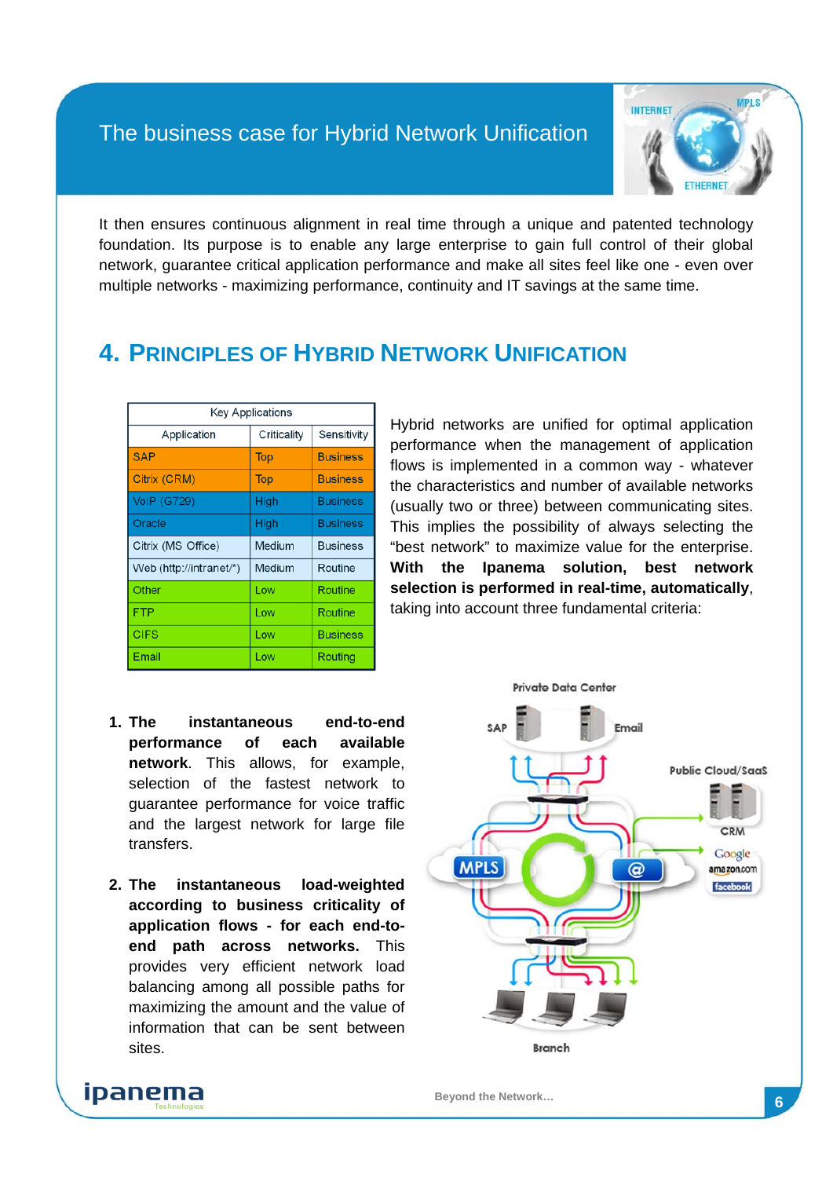It then ensures continuous alignment in real time through a unique and patented technology foundation. Its purpose is to enable any large enterprise to gain full control of their global network, guarantee critical application performance and make all sites feel like one - even over multiple networks - maximizing performance, continuity and IT savings at the same time.

## 4. Principles of Hybrid Network Unification

| Key Applications | | |
|---|---|---|
| Application | Criticality | Sensitivity |
| SAP | Top | Business |
| Citrix (CRM) | Top | Business |
| VoIP (G729) | High | Business |
| Oracle | High | Business |
| Citrix (MS Office) | Medium | Business |
| Web (http://intranet/*) | Medium | Routine |
| Other | Low | Routine |
| FTP | Low | Routine |
| CIFS | Low | Business |
| Email | Low | Routing |

Hybrid networks are unified for optimal application performance when the management of application flows is implemented in a common way - whatever the characteristics and number of available networks (usually two or three) between communicating sites. This implies the possibility of always selecting the "best network" to maximize value for the enterprise. **With the Ipanema solution, best network selection is performed in real-time, automatically**, taking into account three fundamental criteria:

1. **The instantaneous end-to-end performance of each available network**. This allows, for example, selection of the fastest network to guarantee performance for voice traffic and the largest network for large file transfers.
2. **The instantaneous load-weighted according to business criticality of application flows - for each end-to-end path across networks.** This provides very efficient network load balancing among all possible paths for maximizing the amount and the value of information that can be sent between sites.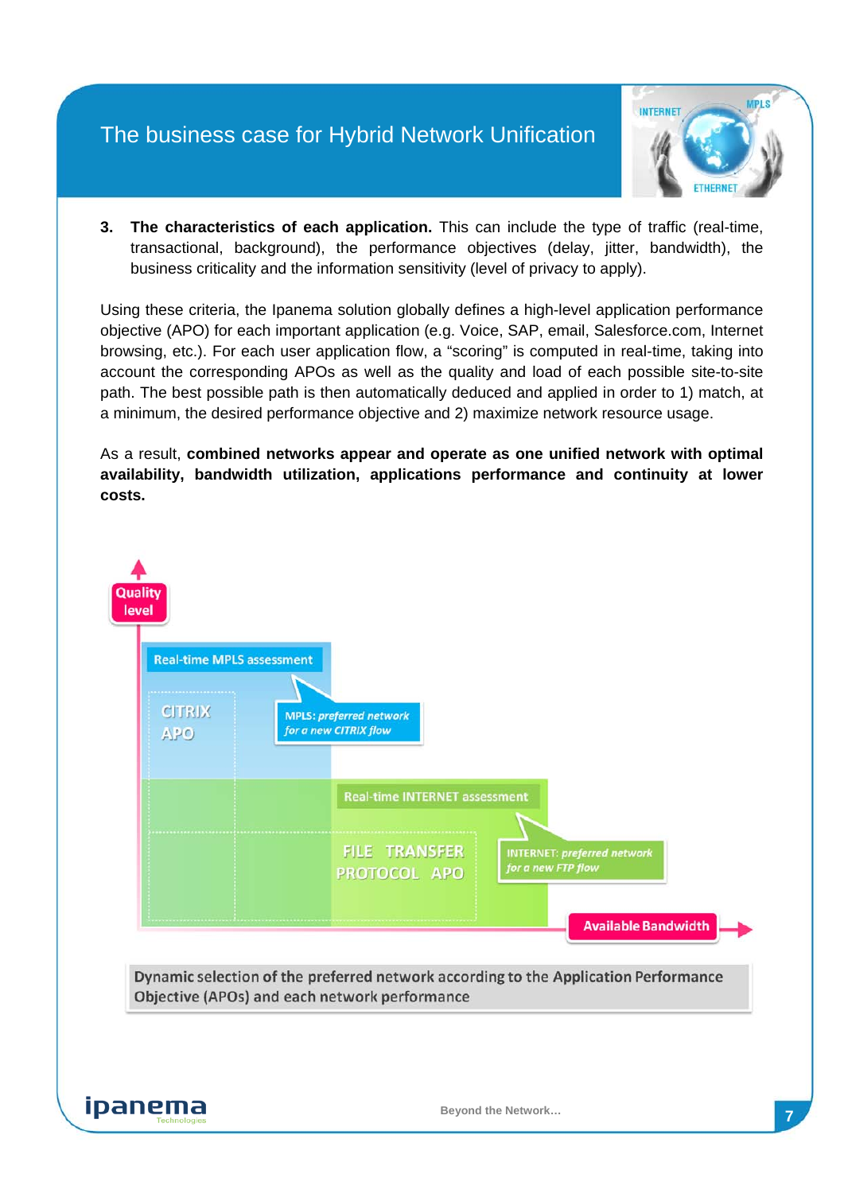3. **The characteristics of each application.** This can include the type of traffic (real-time, transactional, background), the performance objectives (delay, jitter, bandwidth), the business criticality and the information sensitivity (level of privacy to apply).

Using these criteria, the Ipanema solution globally defines a high-level application performance objective (APO) for each important application (e.g. Voice, SAP, email, Salesforce.com, Internet browsing, etc.). For each user application flow, a "scoring" is computed in real-time, taking into account the corresponding APOs as well as the quality and load of each possible site-to-site path. The best possible path is then automatically deduced and applied in order to 1) match, at a minimum, the desired performance objective and 2) maximize network resource usage.

As a result, **combined networks appear and operate as one unified network with optimal availability, bandwidth utilization, applications performance and continuity at lower costs.**

Quality level

Real-time MPLS assessment

CITRIX APO

MPLS: *preferred network for a new CITRIX flow*

Real-time INTERNET assessment

FILE TRANSFER PROTOCOL APO

INTERNET: *preferred network for a new FTP flow*

Available Bandwidth

Dynamic selection of the preferred network according to the Application Performance Objective (APOs) and each network performance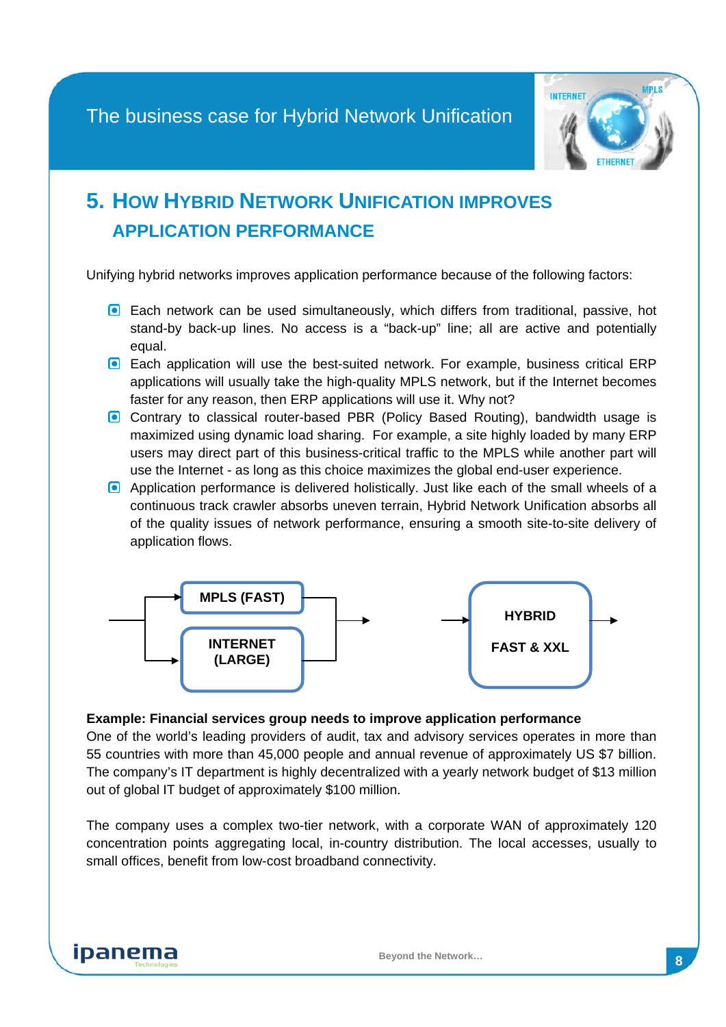## 5. How Hybrid Network Unification improves application performance

Unifying hybrid networks improves application performance because of the following factors:

- Each network can be used simultaneously, which differs from traditional, passive, hot stand-by back-up lines. No access is a "back-up" line; all are active and potentially equal.
- Each application will use the best-suited network. For example, business critical ERP applications will usually take the high-quality MPLS network, but if the Internet becomes faster for any reason, then ERP applications will use it. Why not?
- Contrary to classical router-based PBR (Policy Based Routing), bandwidth usage is maximized using dynamic load sharing. For example, a site highly loaded by many ERP users may direct part of this business-critical traffic to the MPLS while another part will use the Internet - as long as this choice maximizes the global end-user experience.
- Application performance is delivered holistically. Just like each of the small wheels of a continuous track crawler absorbs uneven terrain, Hybrid Network Unification absorbs all of the quality issues of network performance, ensuring a smooth site-to-site delivery of application flows.

MPLS (FAST)

INTERNET (LARGE)

HYBRID

FAST & XXL

**Example: Financial services group needs to improve application performance**

One of the world's leading providers of audit, tax and advisory services operates in more than 55 countries with more than 45,000 people and annual revenue of approximately US $7 billion. The company's IT department is highly decentralized with a yearly network budget of $13 million out of global IT budget of approximately $100 million.

The company uses a complex two-tier network, with a corporate WAN of approximately 120 concentration points aggregating local, in-country distribution. The local accesses, usually to small offices, benefit from low-cost broadband connectivity.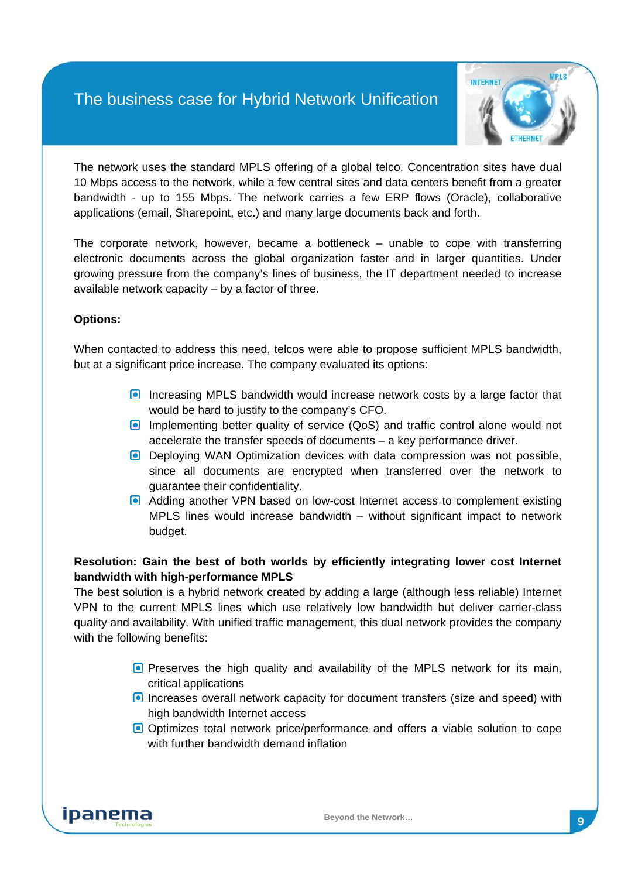# The business case for Hybrid Network Unification

The network uses the standard MPLS offering of a global telco. Concentration sites have dual 10 Mbps access to the network, while a few central sites and data centers benefit from a greater bandwidth - up to 155 Mbps. The network carries a few ERP flows (Oracle), collaborative applications (email, Sharepoint, etc.) and many large documents back and forth.

The corporate network, however, became a bottleneck – unable to cope with transferring electronic documents across the global organization faster and in larger quantities. Under growing pressure from the company's lines of business, the IT department needed to increase available network capacity – by a factor of three.

**Options:**

When contacted to address this need, telcos were able to propose sufficient MPLS bandwidth, but at a significant price increase. The company evaluated its options:

- Increasing MPLS bandwidth would increase network costs by a large factor that would be hard to justify to the company's CFO.
- Implementing better quality of service (QoS) and traffic control alone would not accelerate the transfer speeds of documents – a key performance driver.
- Deploying WAN Optimization devices with data compression was not possible, since all documents are encrypted when transferred over the network to guarantee their confidentiality.
- Adding another VPN based on low-cost Internet access to complement existing MPLS lines would increase bandwidth – without significant impact to network budget.

**Resolution: Gain the best of both worlds by efficiently integrating lower cost Internet bandwidth with high-performance MPLS**

The best solution is a hybrid network created by adding a large (although less reliable) Internet VPN to the current MPLS lines which use relatively low bandwidth but deliver carrier-class quality and availability. With unified traffic management, this dual network provides the company with the following benefits:

- Preserves the high quality and availability of the MPLS network for its main, critical applications
- Increases overall network capacity for document transfers (size and speed) with high bandwidth Internet access
- Optimizes total network price/performance and offers a viable solution to cope with further bandwidth demand inflation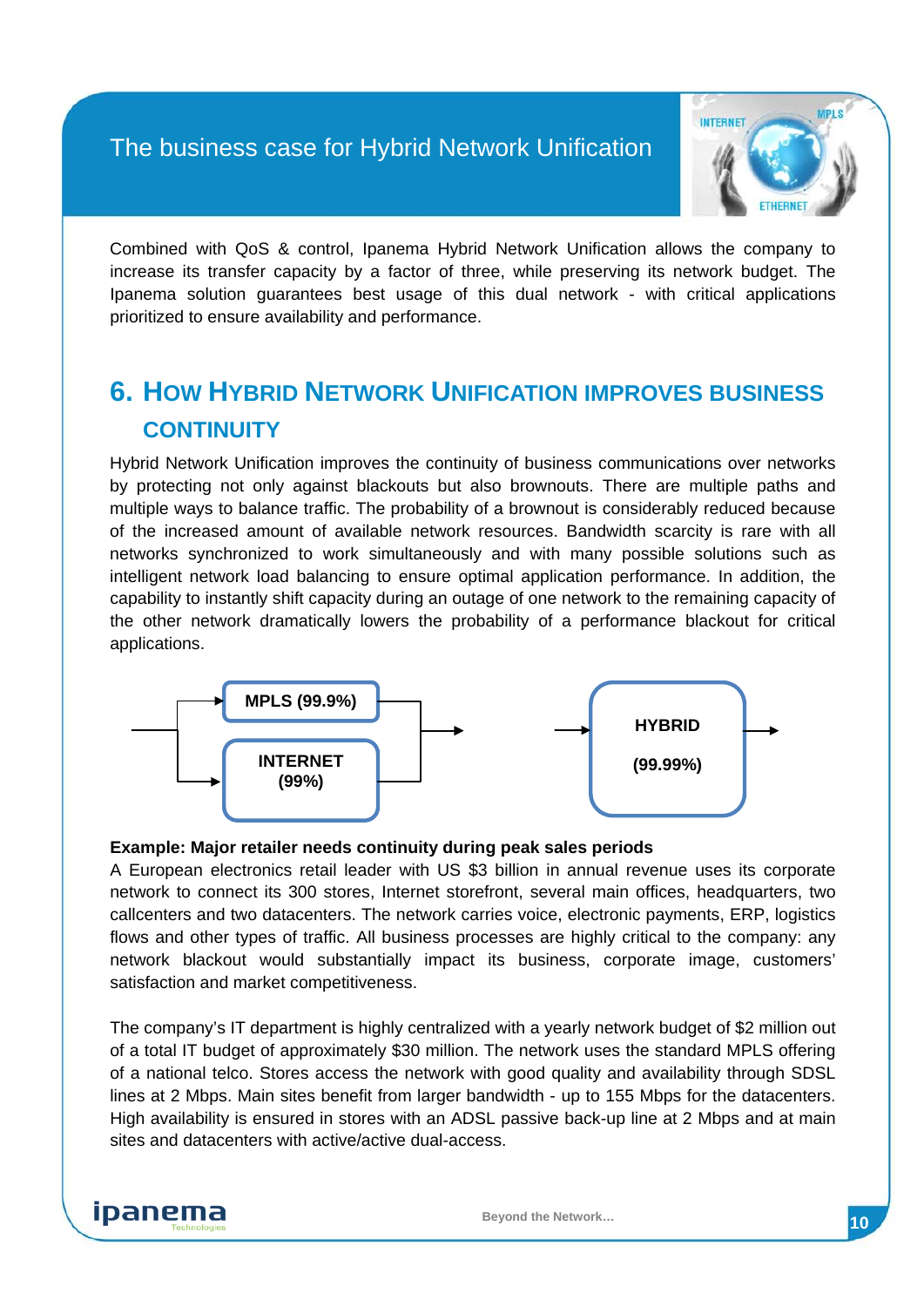Combined with QoS & control, Ipanema Hybrid Network Unification allows the company to increase its transfer capacity by a factor of three, while preserving its network budget. The Ipanema solution guarantees best usage of this dual network - with critical applications prioritized to ensure availability and performance.

## 6. How Hybrid Network Unification improves business continuity

Hybrid Network Unification improves the continuity of business communications over networks by protecting not only against blackouts but also brownouts. There are multiple paths and multiple ways to balance traffic. The probability of a brownout is considerably reduced because of the increased amount of available network resources. Bandwidth scarcity is rare with all networks synchronized to work simultaneously and with many possible solutions such as intelligent network load balancing to ensure optimal application performance. In addition, the capability to instantly shift capacity during an outage of one network to the remaining capacity of the other network dramatically lowers the probability of a performance blackout for critical applications.

MPLS (99.9%)

INTERNET (99%)

HYBRID (99.99%)

**Example: Major retailer needs continuity during peak sales periods**

A European electronics retail leader with US $3 billion in annual revenue uses its corporate network to connect its 300 stores, Internet storefront, several main offices, headquarters, two callcenters and two datacenters. The network carries voice, electronic payments, ERP, logistics flows and other types of traffic. All business processes are highly critical to the company: any network blackout would substantially impact its business, corporate image, customers' satisfaction and market competitiveness.

The company's IT department is highly centralized with a yearly network budget of $2 million out of a total IT budget of approximately $30 million. The network uses the standard MPLS offering of a national telco. Stores access the network with good quality and availability through SDSL lines at 2 Mbps. Main sites benefit from larger bandwidth - up to 155 Mbps for the datacenters. High availability is ensured in stores with an ADSL passive back-up line at 2 Mbps and at main sites and datacenters with active/active dual-access.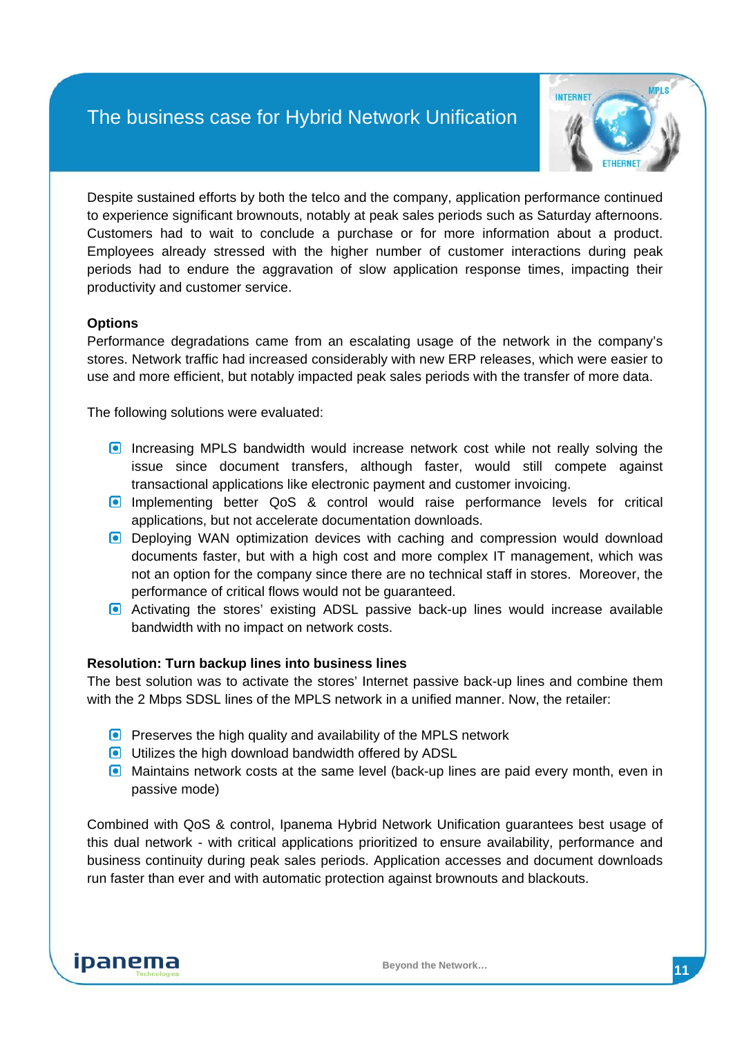# The business case for Hybrid Network Unification

Despite sustained efforts by both the telco and the company, application performance continued to experience significant brownouts, notably at peak sales periods such as Saturday afternoons. Customers had to wait to conclude a purchase or for more information about a product. Employees already stressed with the higher number of customer interactions during peak periods had to endure the aggravation of slow application response times, impacting their productivity and customer service.

**Options**

Performance degradations came from an escalating usage of the network in the company's stores. Network traffic had increased considerably with new ERP releases, which were easier to use and more efficient, but notably impacted peak sales periods with the transfer of more data.

The following solutions were evaluated:

- Increasing MPLS bandwidth would increase network cost while not really solving the issue since document transfers, although faster, would still compete against transactional applications like electronic payment and customer invoicing.
- Implementing better QoS & control would raise performance levels for critical applications, but not accelerate documentation downloads.
- Deploying WAN optimization devices with caching and compression would download documents faster, but with a high cost and more complex IT management, which was not an option for the company since there are no technical staff in stores. Moreover, the performance of critical flows would not be guaranteed.
- Activating the stores' existing ADSL passive back-up lines would increase available bandwidth with no impact on network costs.

**Resolution: Turn backup lines into business lines**

The best solution was to activate the stores' Internet passive back-up lines and combine them with the 2 Mbps SDSL lines of the MPLS network in a unified manner. Now, the retailer:

- Preserves the high quality and availability of the MPLS network
- Utilizes the high download bandwidth offered by ADSL
- Maintains network costs at the same level (back-up lines are paid every month, even in passive mode)

Combined with QoS & control, Ipanema Hybrid Network Unification guarantees best usage of this dual network - with critical applications prioritized to ensure availability, performance and business continuity during peak sales periods. Application accesses and document downloads run faster than ever and with automatic protection against brownouts and blackouts.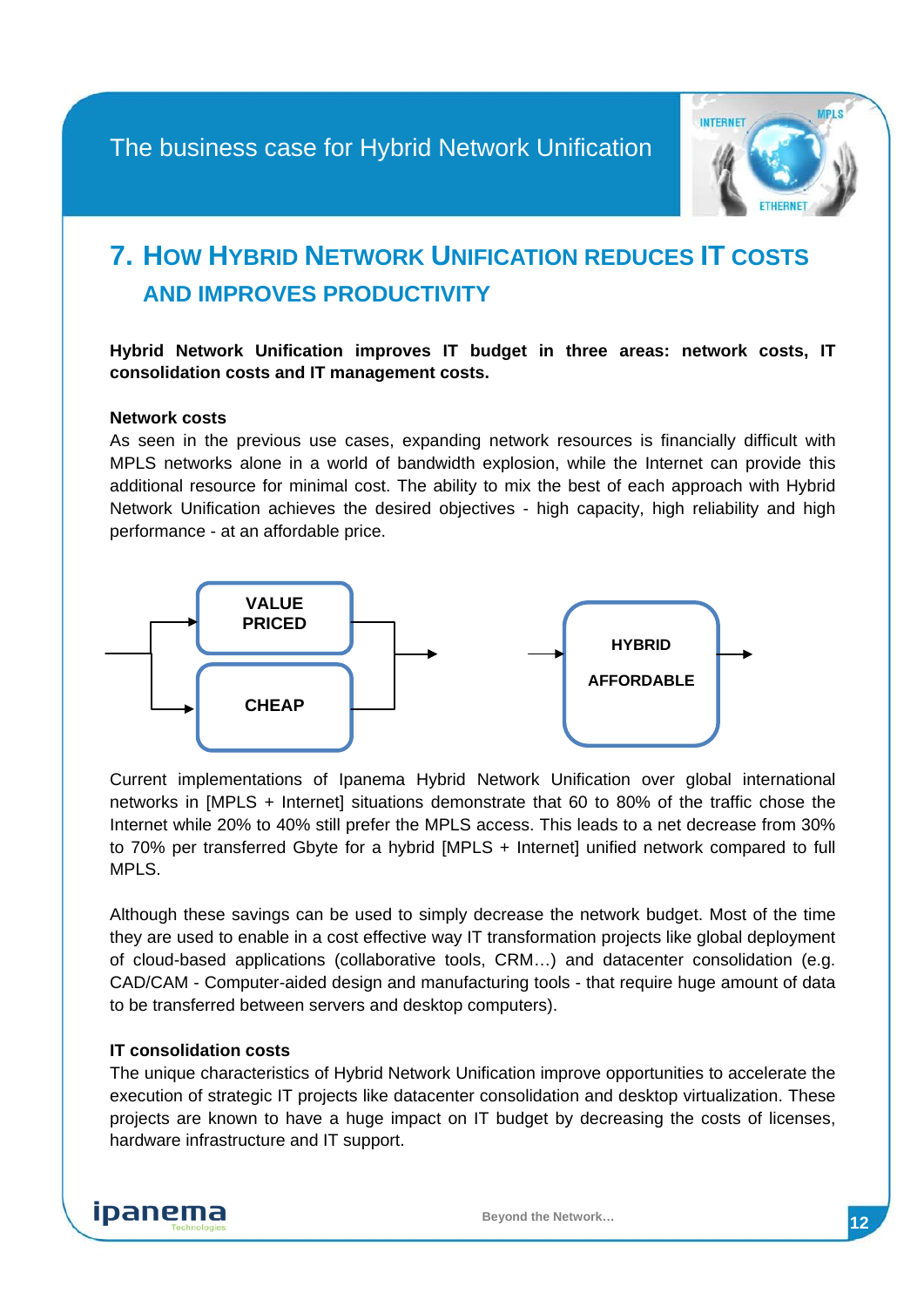## 7. How Hybrid Network Unification reduces IT costs and improves productivity

**Hybrid Network Unification improves IT budget in three areas: network costs, IT consolidation costs and IT management costs.**

**Network costs**

As seen in the previous use cases, expanding network resources is financially difficult with MPLS networks alone in a world of bandwidth explosion, while the Internet can provide this additional resource for minimal cost. The ability to mix the best of each approach with Hybrid Network Unification achieves the desired objectives - high capacity, high reliability and high performance - at an affordable price.

VALUE PRICED

CHEAP

HYBRID

AFFORDABLE

Current implementations of Ipanema Hybrid Network Unification over global international networks in [MPLS + Internet] situations demonstrate that 60 to 80% of the traffic chose the Internet while 20% to 40% still prefer the MPLS access. This leads to a net decrease from 30% to 70% per transferred Gbyte for a hybrid [MPLS + Internet] unified network compared to full MPLS.

Although these savings can be used to simply decrease the network budget. Most of the time they are used to enable in a cost effective way IT transformation projects like global deployment of cloud-based applications (collaborative tools, CRM…) and datacenter consolidation (e.g. CAD/CAM - Computer-aided design and manufacturing tools - that require huge amount of data to be transferred between servers and desktop computers).

**IT consolidation costs**

The unique characteristics of Hybrid Network Unification improve opportunities to accelerate the execution of strategic IT projects like datacenter consolidation and desktop virtualization. These projects are known to have a huge impact on IT budget by decreasing the costs of licenses, hardware infrastructure and IT support.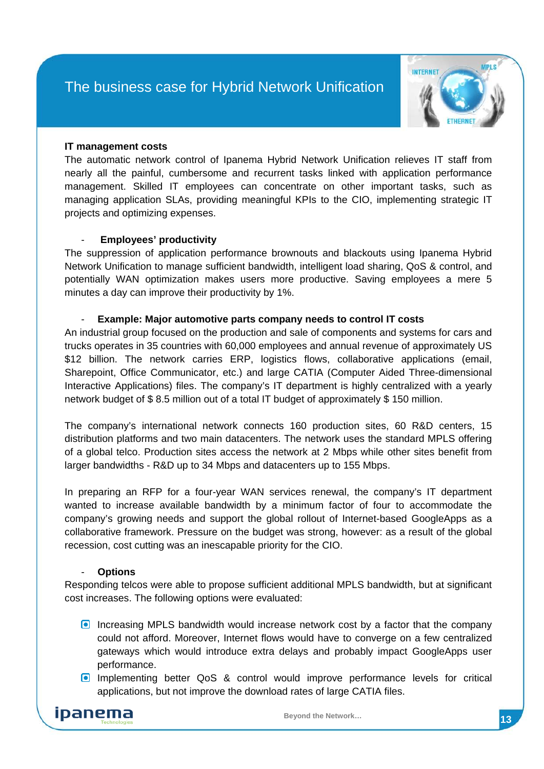**IT management costs**

The automatic network control of Ipanema Hybrid Network Unification relieves IT staff from nearly all the painful, cumbersome and recurrent tasks linked with application performance management. Skilled IT employees can concentrate on other important tasks, such as managing application SLAs, providing meaningful KPIs to the CIO, implementing strategic IT projects and optimizing expenses.

- **Employees' productivity**

The suppression of application performance brownouts and blackouts using Ipanema Hybrid Network Unification to manage sufficient bandwidth, intelligent load sharing, QoS & control, and potentially WAN optimization makes users more productive. Saving employees a mere 5 minutes a day can improve their productivity by 1%.

- **Example: Major automotive parts company needs to control IT costs**

An industrial group focused on the production and sale of components and systems for cars and trucks operates in 35 countries with 60,000 employees and annual revenue of approximately US $12 billion. The network carries ERP, logistics flows, collaborative applications (email, Sharepoint, Office Communicator, etc.) and large CATIA (Computer Aided Three-dimensional Interactive Applications) files. The company's IT department is highly centralized with a yearly network budget of $ 8.5 million out of a total IT budget of approximately $ 150 million.

The company's international network connects 160 production sites, 60 R&D centers, 15 distribution platforms and two main datacenters. The network uses the standard MPLS offering of a global telco. Production sites access the network at 2 Mbps while other sites benefit from larger bandwidths - R&D up to 34 Mbps and datacenters up to 155 Mbps.

In preparing an RFP for a four-year WAN services renewal, the company's IT department wanted to increase available bandwidth by a minimum factor of four to accommodate the company's growing needs and support the global rollout of Internet-based GoogleApps as a collaborative framework. Pressure on the budget was strong, however: as a result of the global recession, cost cutting was an inescapable priority for the CIO.

- **Options**

Responding telcos were able to propose sufficient additional MPLS bandwidth, but at significant cost increases. The following options were evaluated:

- Increasing MPLS bandwidth would increase network cost by a factor that the company could not afford. Moreover, Internet flows would have to converge on a few centralized gateways which would introduce extra delays and probably impact GoogleApps user performance.
- Implementing better QoS & control would improve performance levels for critical applications, but not improve the download rates of large CATIA files.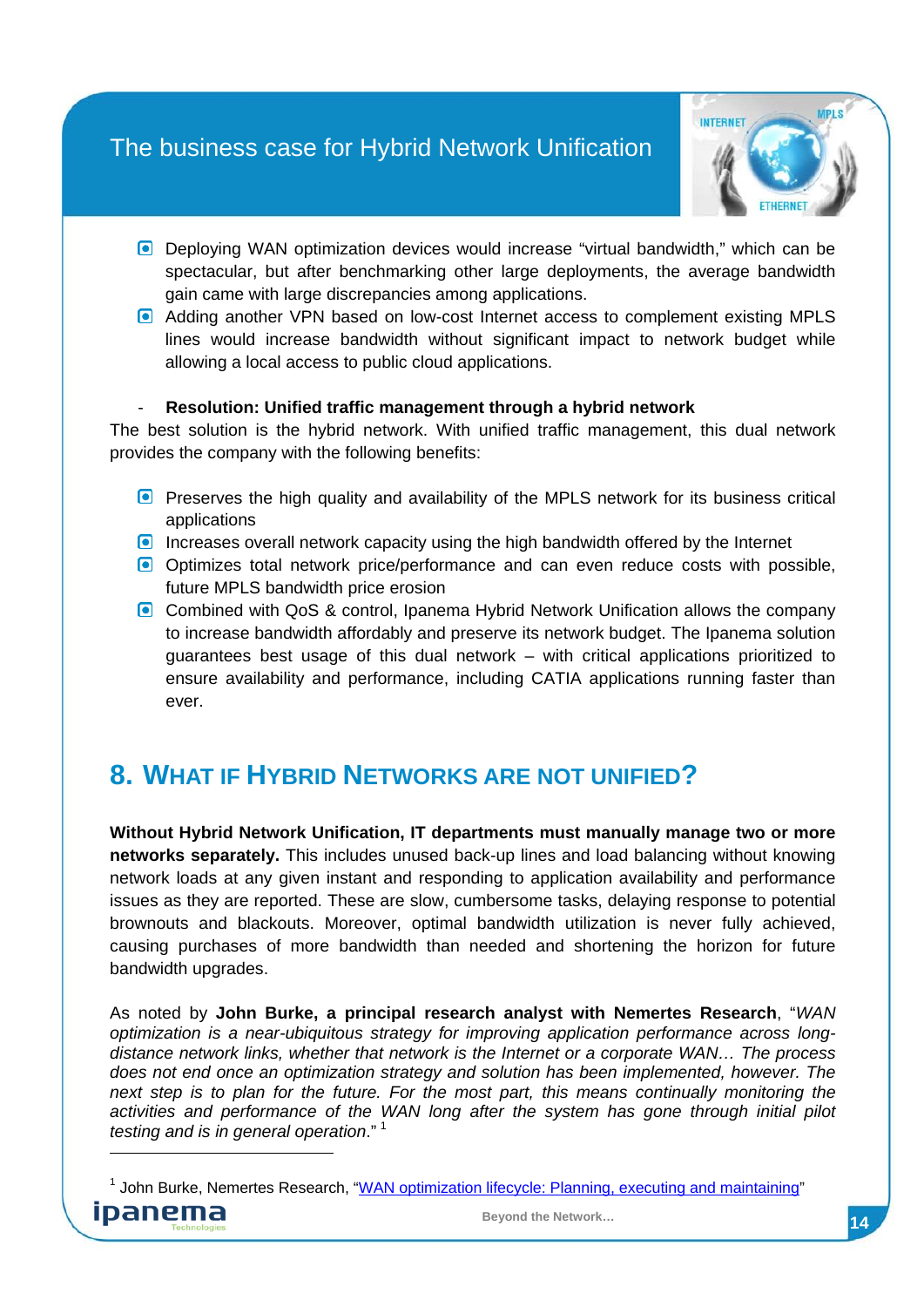- Deploying WAN optimization devices would increase "virtual bandwidth," which can be spectacular, but after benchmarking other large deployments, the average bandwidth gain came with large discrepancies among applications.
- Adding another VPN based on low-cost Internet access to complement existing MPLS lines would increase bandwidth without significant impact to network budget while allowing a local access to public cloud applications.

- **Resolution: Unified traffic management through a hybrid network**

The best solution is the hybrid network. With unified traffic management, this dual network provides the company with the following benefits:

- Preserves the high quality and availability of the MPLS network for its business critical applications
- Increases overall network capacity using the high bandwidth offered by the Internet
- Optimizes total network price/performance and can even reduce costs with possible, future MPLS bandwidth price erosion
- Combined with QoS & control, Ipanema Hybrid Network Unification allows the company to increase bandwidth affordably and preserve its network budget. The Ipanema solution guarantees best usage of this dual network – with critical applications prioritized to ensure availability and performance, including CATIA applications running faster than ever.

## 8. WHAT IF HYBRID NETWORKS ARE NOT UNIFIED?

**Without Hybrid Network Unification, IT departments must manually manage two or more networks separately.** This includes unused back-up lines and load balancing without knowing network loads at any given instant and responding to application availability and performance issues as they are reported. These are slow, cumbersome tasks, delaying response to potential brownouts and blackouts. Moreover, optimal bandwidth utilization is never fully achieved, causing purchases of more bandwidth than needed and shortening the horizon for future bandwidth upgrades.

As noted by **John Burke, a principal research analyst with Nemertes Research**, "*WAN optimization is a near-ubiquitous strategy for improving application performance across long-distance network links, whether that network is the Internet or a corporate WAN… The process does not end once an optimization strategy and solution has been implemented, however. The next step is to plan for the future. For the most part, this means continually monitoring the activities and performance of the WAN long after the system has gone through initial pilot testing and is in general operation*." [1]

---

[1] John Burke, Nemertes Research, "WAN optimization lifecycle: Planning, executing and maintaining"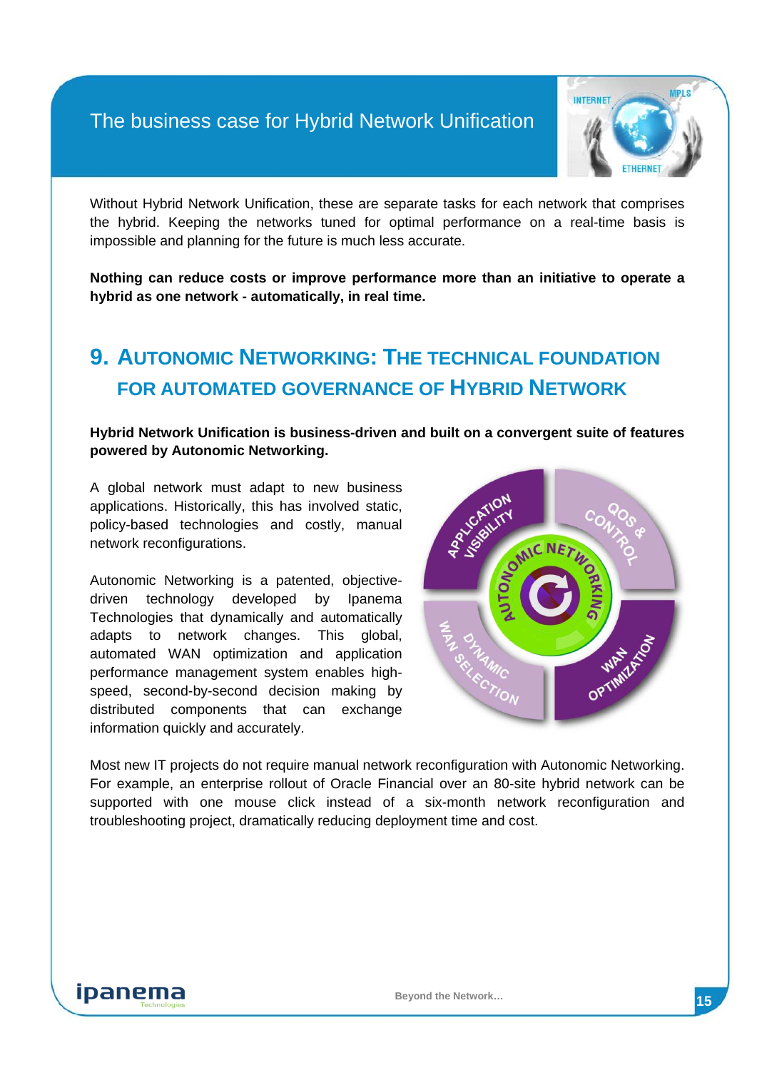Without Hybrid Network Unification, these are separate tasks for each network that comprises the hybrid. Keeping the networks tuned for optimal performance on a real-time basis is impossible and planning for the future is much less accurate.

**Nothing can reduce costs or improve performance more than an initiative to operate a hybrid as one network - automatically, in real time.**

## 9. Autonomic Networking: The technical foundation for automated governance of Hybrid Network

**Hybrid Network Unification is business-driven and built on a convergent suite of features powered by Autonomic Networking.**

A global network must adapt to new business applications. Historically, this has involved static, policy-based technologies and costly, manual network reconfigurations.

Autonomic Networking is a patented, objective-driven technology developed by Ipanema Technologies that dynamically and automatically adapts to network changes. This global, automated WAN optimization and application performance management system enables high-speed, second-by-second decision making by distributed components that can exchange information quickly and accurately.

Most new IT projects do not require manual network reconfiguration with Autonomic Networking. For example, an enterprise rollout of Oracle Financial over an 80-site hybrid network can be supported with one mouse click instead of a six-month network reconfiguration and troubleshooting project, dramatically reducing deployment time and cost.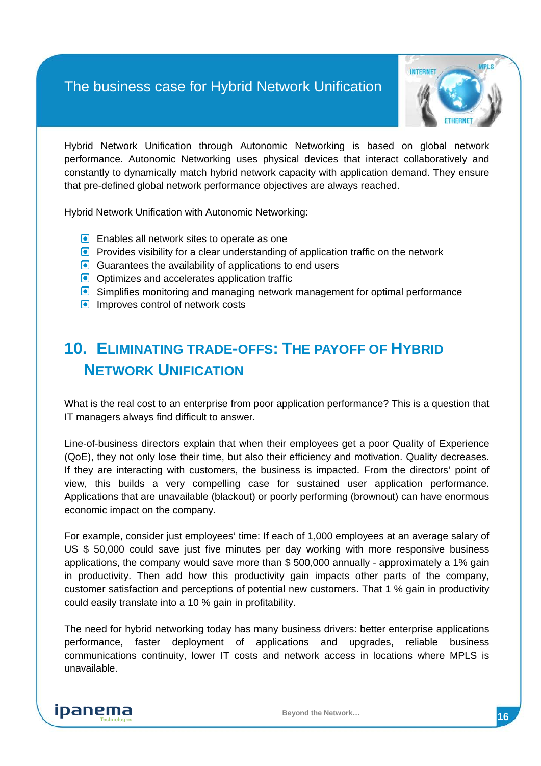## The business case for Hybrid Network Unification

Hybrid Network Unification through Autonomic Networking is based on global network performance. Autonomic Networking uses physical devices that interact collaboratively and constantly to dynamically match hybrid network capacity with application demand. They ensure that pre-defined global network performance objectives are always reached.

Hybrid Network Unification with Autonomic Networking:

- Enables all network sites to operate as one
- Provides visibility for a clear understanding of application traffic on the network
- Guarantees the availability of applications to end users
- Optimizes and accelerates application traffic
- Simplifies monitoring and managing network management for optimal performance
- Improves control of network costs

# 10. Eliminating Trade-offs: The Payoff of Hybrid Network Unification

What is the real cost to an enterprise from poor application performance? This is a question that IT managers always find difficult to answer.

Line-of-business directors explain that when their employees get a poor Quality of Experience (QoE), they not only lose their time, but also their efficiency and motivation. Quality decreases. If they are interacting with customers, the business is impacted. From the directors' point of view, this builds a very compelling case for sustained user application performance. Applications that are unavailable (blackout) or poorly performing (brownout) can have enormous economic impact on the company.

For example, consider just employees' time: If each of 1,000 employees at an average salary of US $ 50,000 could save just five minutes per day working with more responsive business applications, the company would save more than $ 500,000 annually - approximately a 1% gain in productivity. Then add how this productivity gain impacts other parts of the company, customer satisfaction and perceptions of potential new customers. That 1 % gain in productivity could easily translate into a 10 % gain in profitability.

The need for hybrid networking today has many business drivers: better enterprise applications performance, faster deployment of applications and upgrades, reliable business communications continuity, lower IT costs and network access in locations where MPLS is unavailable.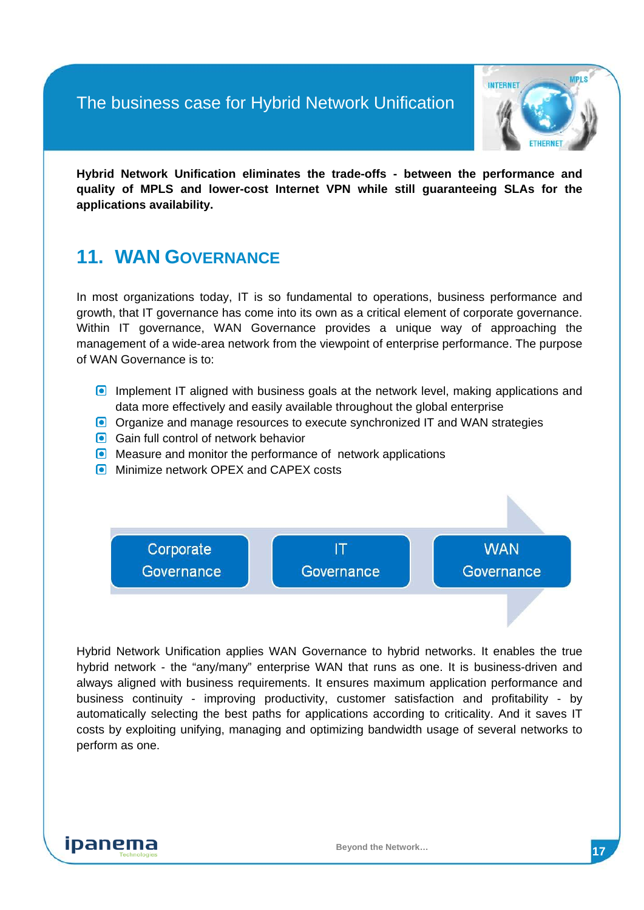**Hybrid Network Unification eliminates the trade-offs - between the performance and quality of MPLS and lower-cost Internet VPN while still guaranteeing SLAs for the applications availability.**

## 11. WAN GOVERNANCE

In most organizations today, IT is so fundamental to operations, business performance and growth, that IT governance has come into its own as a critical element of corporate governance. Within IT governance, WAN Governance provides a unique way of approaching the management of a wide-area network from the viewpoint of enterprise performance. The purpose of WAN Governance is to:

- Implement IT aligned with business goals at the network level, making applications and data more effectively and easily available throughout the global enterprise
- Organize and manage resources to execute synchronized IT and WAN strategies
- Gain full control of network behavior
- Measure and monitor the performance of network applications
- Minimize network OPEX and CAPEX costs

Corporate Governance → IT Governance → WAN Governance

Hybrid Network Unification applies WAN Governance to hybrid networks. It enables the true hybrid network - the “any/many” enterprise WAN that runs as one. It is business-driven and always aligned with business requirements. It ensures maximum application performance and business continuity - improving productivity, customer satisfaction and profitability - by automatically selecting the best paths for applications according to criticality. And it saves IT costs by exploiting unifying, managing and optimizing bandwidth usage of several networks to perform as one.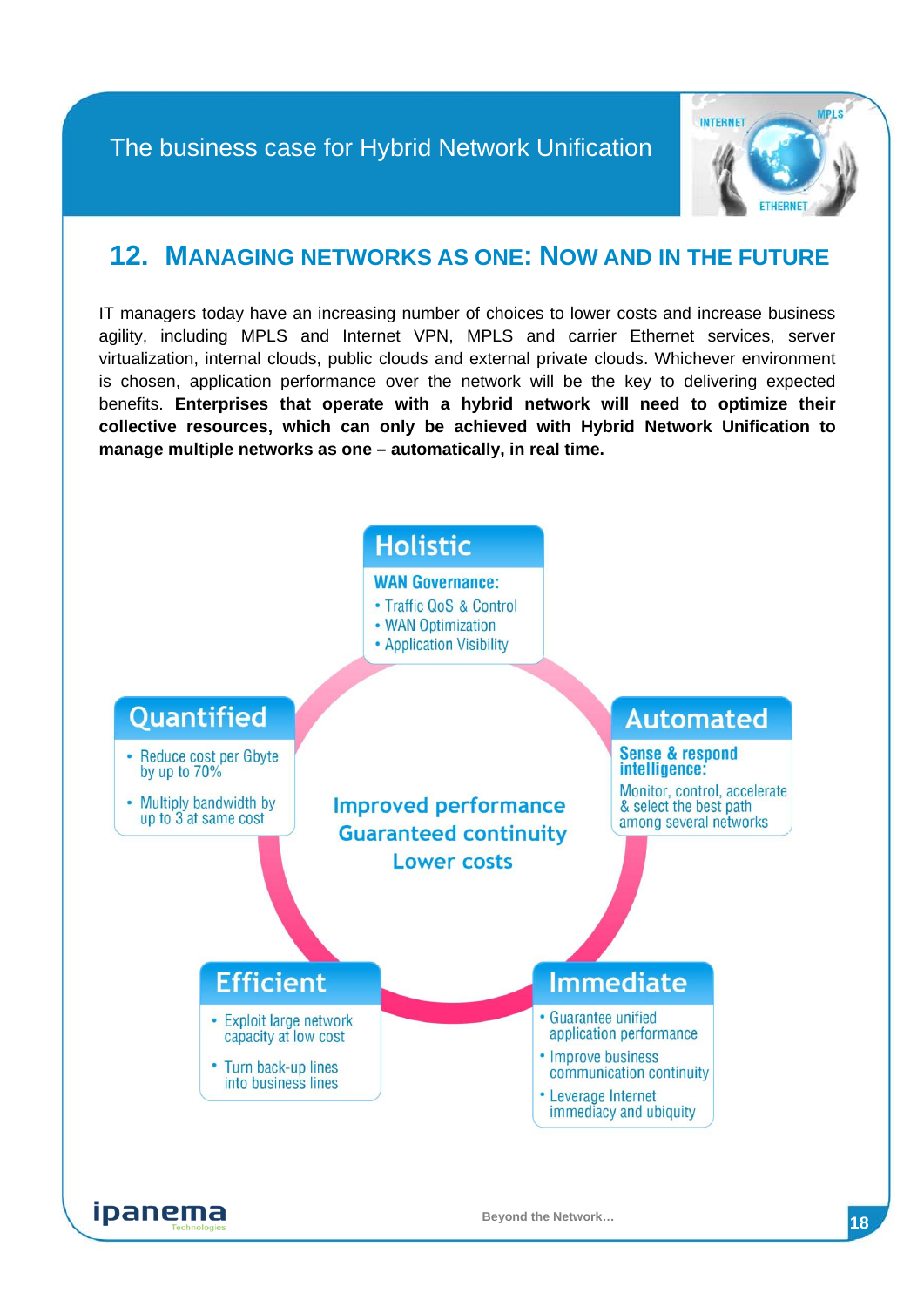## 12. MANAGING NETWORKS AS ONE: NOW AND IN THE FUTURE

IT managers today have an increasing number of choices to lower costs and increase business agility, including MPLS and Internet VPN, MPLS and carrier Ethernet services, server virtualization, internal clouds, public clouds and external private clouds. Whichever environment is chosen, application performance over the network will be the key to delivering expected benefits. **Enterprises that operate with a hybrid network will need to optimize their collective resources, which can only be achieved with Hybrid Network Unification to manage multiple networks as one – automatically, in real time.**

**Holistic**

**WAN Governance:**
- Traffic QoS & Control
- WAN Optimization
- Application Visibility

**Automated**

**Sense & respond intelligence:**
Monitor, control, accelerate & select the best path among several networks

**Immediate**
- Guarantee unified application performance
- Improve business communication continuity
- Leverage Internet immediacy and ubiquity

**Efficient**
- Exploit large network capacity at low cost
- Turn back-up lines into business lines

**Quantified**
- Reduce cost per Gbyte by up to 70%
- Multiply bandwidth by up to 3 at same cost

**Improved performance**
**Guaranteed continuity**
**Lower costs**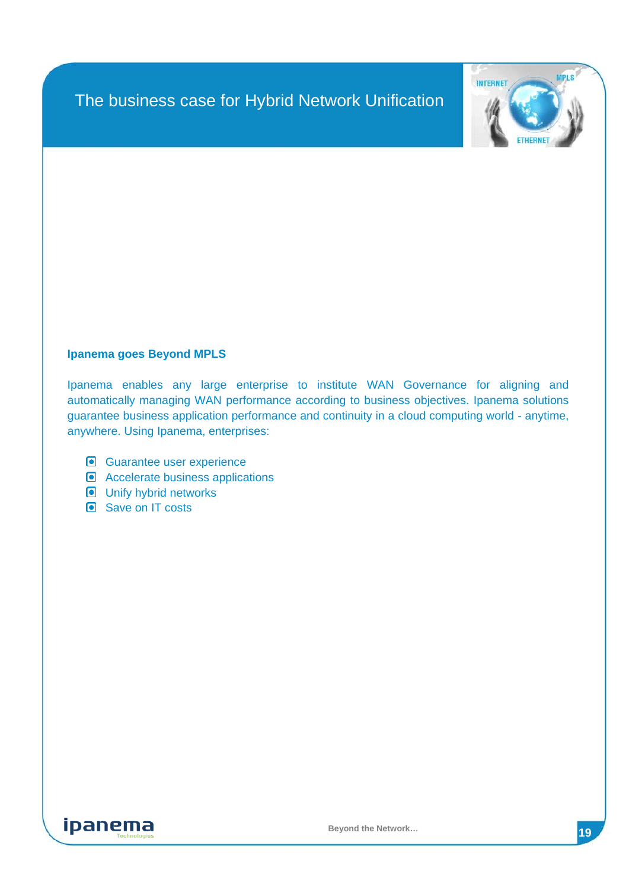# The business case for Hybrid Network Unification

## Ipanema goes Beyond MPLS

Ipanema enables any large enterprise to institute WAN Governance for aligning and automatically managing WAN performance according to business objectives. Ipanema solutions guarantee business application performance and continuity in a cloud computing world - anytime, anywhere. Using Ipanema, enterprises:

- Guarantee user experience
- Accelerate business applications
- Unify hybrid networks
- Save on IT costs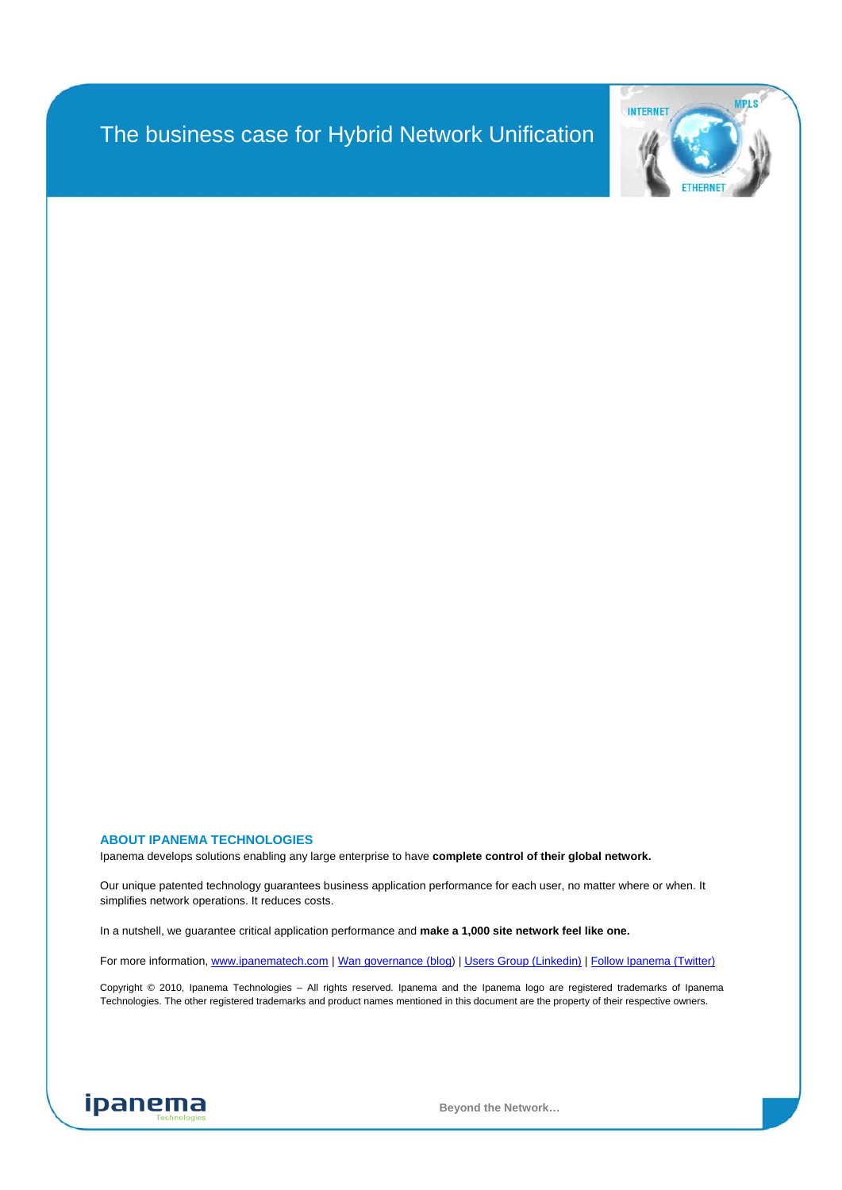# The business case for Hybrid Network Unification

## ABOUT IPANEMA TECHNOLOGIES

Ipanema develops solutions enabling any large enterprise to have **complete control of their global network.**

Our unique patented technology guarantees business application performance for each user, no matter where or when. It simplifies network operations. It reduces costs.

In a nutshell, we guarantee critical application performance and **make a 1,000 site network feel like one.**

For more information, www.ipanematech.com | Wan governance (blog) | Users Group (Linkedin) | Follow Ipanema (Twitter)

Copyright © 2010, Ipanema Technologies – All rights reserved. Ipanema and the Ipanema logo are registered trademarks of Ipanema Technologies. The other registered trademarks and product names mentioned in this document are the property of their respective owners.

ipanema Technologies

Beyond the Network…